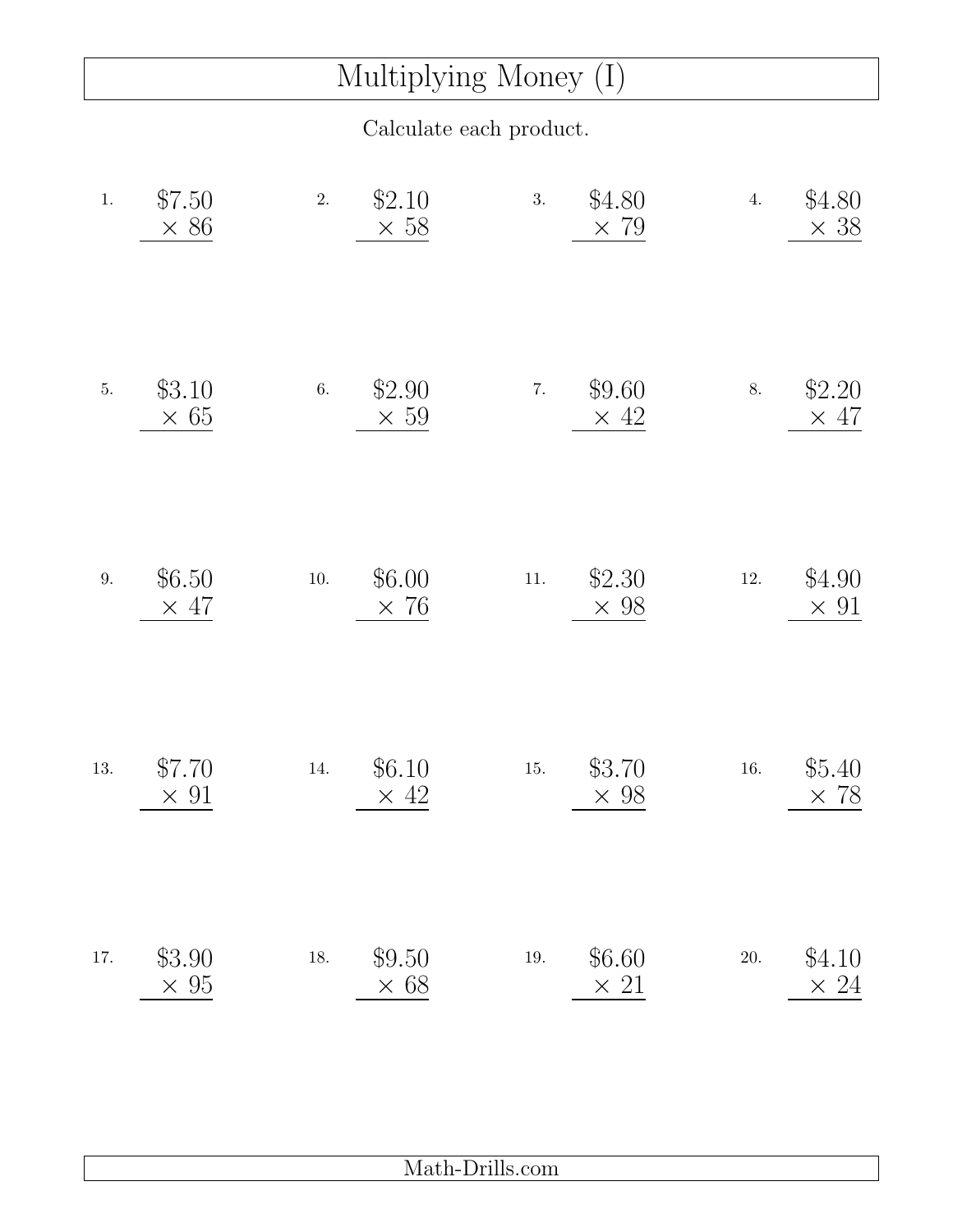# Multiplying Money (I)

Calculate each product.

1. $7.50 × 86

2. $2.10 × 58

3. $4.80 × 79

4. $4.80 × 38

5. $3.10 × 65

6. $2.90 × 59

7. $9.60 × 42

8. $2.20 × 47

9. $6.50 × 47

10. $6.00 × 76

11. $2.30 × 98

12. $4.90 × 91

13. $7.70 × 91

14. $6.10 × 42

15. $3.70 × 98

16. $5.40 × 78

17. $3.90 × 95

18. $9.50 × 68

19. $6.60 × 21

20. $4.10 × 24

Math-Drills.com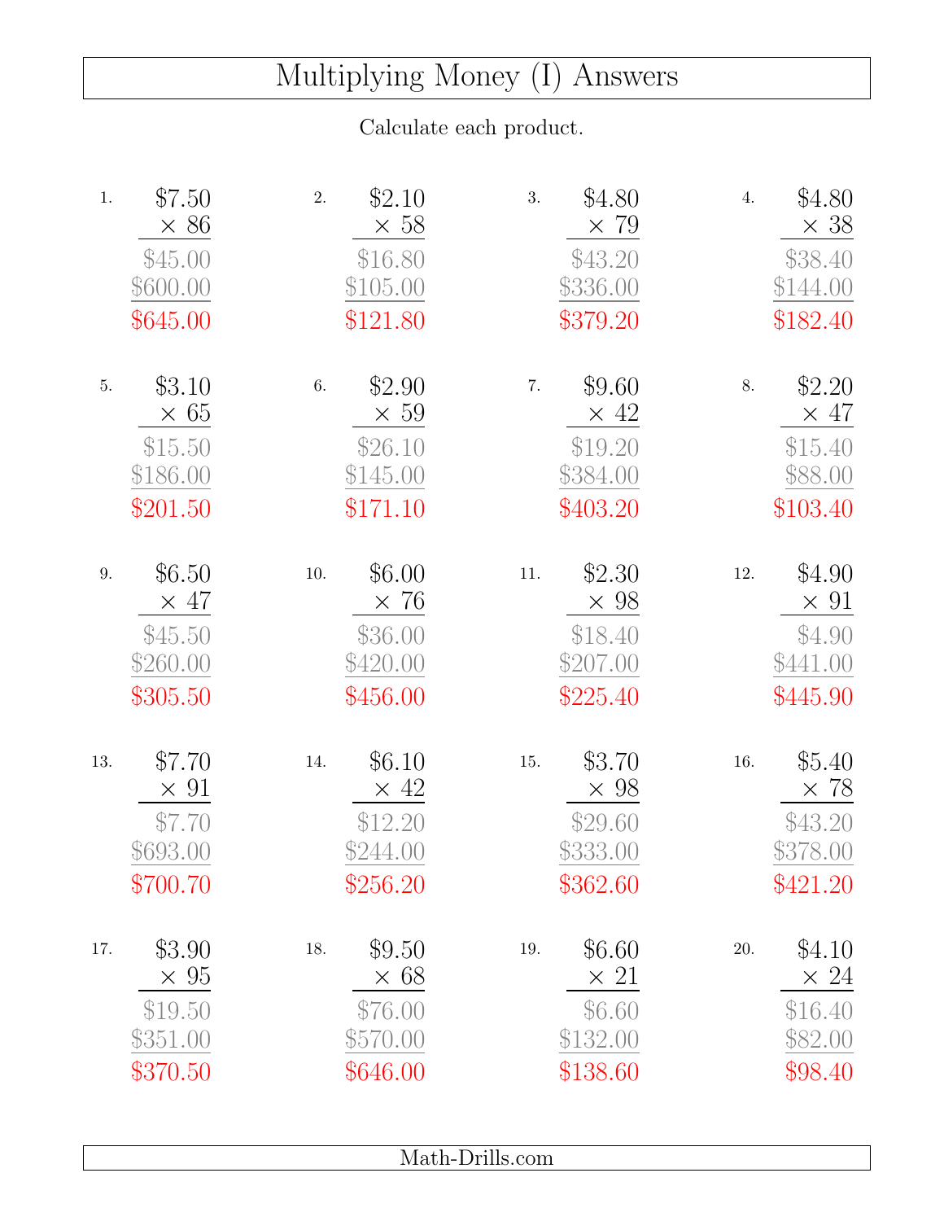# Multiplying Money (I) Answers

Calculate each product.

1. $\begin{array}{r} \$7.50 \\ \times\ 86 \\ \hline \$45.00 \\ \$600.00 \\ \hline \$645.00 \end{array}$

2. $\begin{array}{r} \$2.10 \\ \times\ 58 \\ \hline \$16.80 \\ \$105.00 \\ \hline \$121.80 \end{array}$

3. $\begin{array}{r} \$4.80 \\ \times\ 79 \\ \hline \$43.20 \\ \$336.00 \\ \hline \$379.20 \end{array}$

4. $\begin{array}{r} \$4.80 \\ \times\ 38 \\ \hline \$38.40 \\ \$144.00 \\ \hline \$182.40 \end{array}$

5. $\begin{array}{r} \$3.10 \\ \times\ 65 \\ \hline \$15.50 \\ \$186.00 \\ \hline \$201.50 \end{array}$

6. $\begin{array}{r} \$2.90 \\ \times\ 59 \\ \hline \$26.10 \\ \$145.00 \\ \hline \$171.10 \end{array}$

7. $\begin{array}{r} \$9.60 \\ \times\ 42 \\ \hline \$19.20 \\ \$384.00 \\ \hline \$403.20 \end{array}$

8. $\begin{array}{r} \$2.20 \\ \times\ 47 \\ \hline \$15.40 \\ \$88.00 \\ \hline \$103.40 \end{array}$

9. $\begin{array}{r} \$6.50 \\ \times\ 47 \\ \hline \$45.50 \\ \$260.00 \\ \hline \$305.50 \end{array}$

10. $\begin{array}{r} \$6.00 \\ \times\ 76 \\ \hline \$36.00 \\ \$420.00 \\ \hline \$456.00 \end{array}$

11. $\begin{array}{r} \$2.30 \\ \times\ 98 \\ \hline \$18.40 \\ \$207.00 \\ \hline \$225.40 \end{array}$

12. $\begin{array}{r} \$4.90 \\ \times\ 91 \\ \hline \$4.90 \\ \$441.00 \\ \hline \$445.90 \end{array}$

13. $\begin{array}{r} \$7.70 \\ \times\ 91 \\ \hline \$7.70 \\ \$693.00 \\ \hline \$700.70 \end{array}$

14. $\begin{array}{r} \$6.10 \\ \times\ 42 \\ \hline \$12.20 \\ \$244.00 \\ \hline \$256.20 \end{array}$

15. $\begin{array}{r} \$3.70 \\ \times\ 98 \\ \hline \$29.60 \\ \$333.00 \\ \hline \$362.60 \end{array}$

16. $\begin{array}{r} \$5.40 \\ \times\ 78 \\ \hline \$43.20 \\ \$378.00 \\ \hline \$421.20 \end{array}$

17. $\begin{array}{r} \$3.90 \\ \times\ 95 \\ \hline \$19.50 \\ \$351.00 \\ \hline \$370.50 \end{array}$

18. $\begin{array}{r} \$9.50 \\ \times\ 68 \\ \hline \$76.00 \\ \$570.00 \\ \hline \$646.00 \end{array}$

19. $\begin{array}{r} \$6.60 \\ \times\ 21 \\ \hline \$6.60 \\ \$132.00 \\ \hline \$138.60 \end{array}$

20. $\begin{array}{r} \$4.10 \\ \times\ 24 \\ \hline \$16.40 \\ \$82.00 \\ \hline \$98.40 \end{array}$

Math-Drills.com